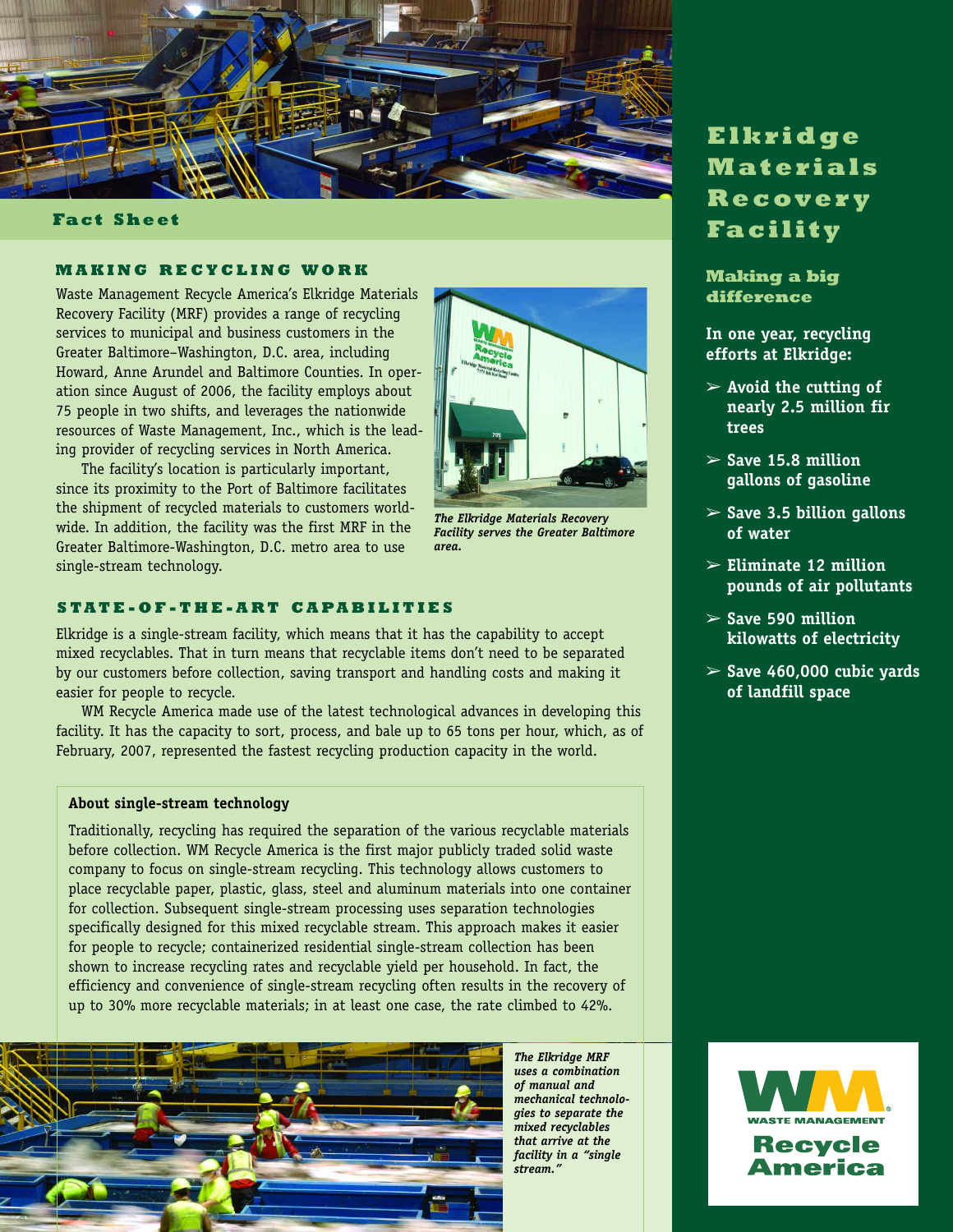# Elkridge Materials Recovery Facility

**Fact Sheet**

## MAKING RECYCLING WORK

Waste Management Recycle America's Elkridge Materials Recovery Facility (MRF) provides a range of recycling services to municipal and business customers in the Greater Baltimore–Washington, D.C. area, including Howard, Anne Arundel and Baltimore Counties. In operation since August of 2006, the facility employs about 75 people in two shifts, and leverages the nationwide resources of Waste Management, Inc., which is the leading provider of recycling services in North America.

The facility's location is particularly important, since its proximity to the Port of Baltimore facilitates the shipment of recycled materials to customers worldwide. In addition, the facility was the first MRF in the Greater Baltimore-Washington, D.C. metro area to use single-stream technology.

*The Elkridge Materials Recovery Facility serves the Greater Baltimore area.*

## STATE-OF-THE-ART CAPABILITIES

Elkridge is a single-stream facility, which means that it has the capability to accept mixed recyclables. That in turn means that recyclable items don't need to be separated by our customers before collection, saving transport and handling costs and making it easier for people to recycle.

WM Recycle America made use of the latest technological advances in developing this facility. It has the capacity to sort, process, and bale up to 65 tons per hour, which, as of February, 2007, represented the fastest recycling production capacity in the world.

### About single-stream technology

Traditionally, recycling has required the separation of the various recyclable materials before collection. WM Recycle America is the first major publicly traded solid waste company to focus on single-stream recycling. This technology allows customers to place recyclable paper, plastic, glass, steel and aluminum materials into one container for collection. Subsequent single-stream processing uses separation technologies specifically designed for this mixed recyclable stream. This approach makes it easier for people to recycle; containerized residential single-stream collection has been shown to increase recycling rates and recyclable yield per household. In fact, the efficiency and convenience of single-stream recycling often results in the recovery of up to 30% more recyclable materials; in at least one case, the rate climbed to 42%.

*The Elkridge MRF uses a combination of manual and mechanical technologies to separate the mixed recyclables that arrive at the facility in a "single stream."*

## Making a big difference

**In one year, recycling efforts at Elkridge:**

- **Avoid the cutting of nearly 2.5 million fir trees**
- **Save 15.8 million gallons of gasoline**
- **Save 3.5 billion gallons of water**
- **Eliminate 12 million pounds of air pollutants**
- **Save 590 million kilowatts of electricity**
- **Save 460,000 cubic yards of landfill space**

WM WASTE MANAGEMENT® Recycle America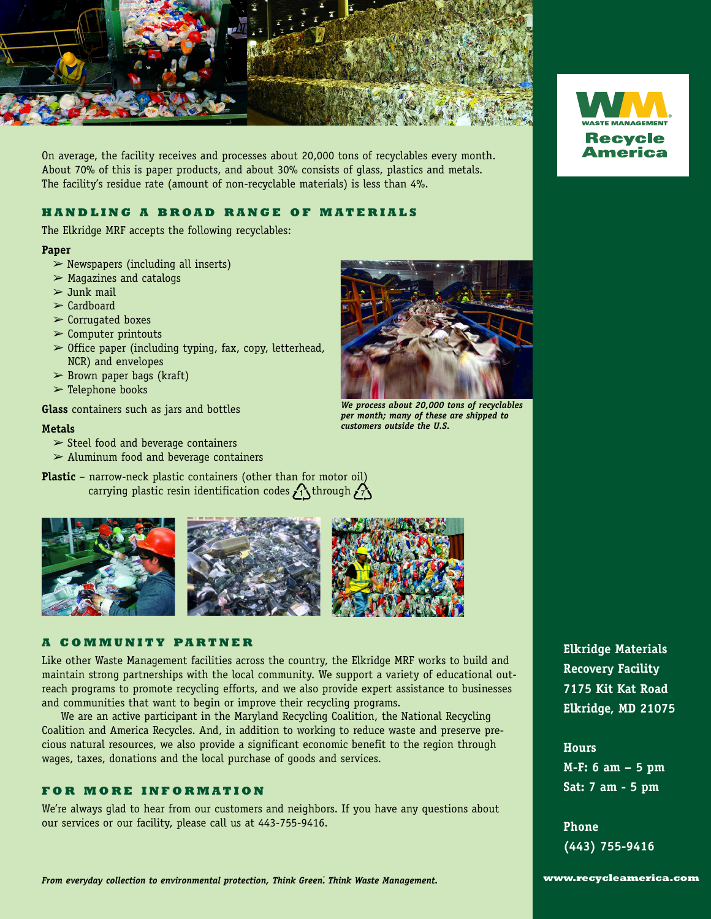On average, the facility receives and processes about 20,000 tons of recyclables every month. About 70% of this is paper products, and about 30% consists of glass, plastics and metals. The facility's residue rate (amount of non-recyclable materials) is less than 4%.

## HANDLING A BROAD RANGE OF MATERIALS

The Elkridge MRF accepts the following recyclables:

**Paper**

- Newspapers (including all inserts)
- Magazines and catalogs
- Junk mail
- Cardboard
- Corrugated boxes
- Computer printouts
- Office paper (including typing, fax, copy, letterhead, NCR) and envelopes
- Brown paper bags (kraft)
- Telephone books

**Glass** containers such as jars and bottles

**Metals**

- Steel food and beverage containers
- Aluminum food and beverage containers

**Plastic** – narrow-neck plastic containers (other than for motor oil) carrying plastic resin identification codes 1 through 7

*We process about 20,000 tons of recyclables per month; many of these are shipped to customers outside the U.S.*

## A COMMUNITY PARTNER

Like other Waste Management facilities across the country, the Elkridge MRF works to build and maintain strong partnerships with the local community. We support a variety of educational outreach programs to promote recycling efforts, and we also provide expert assistance to businesses and communities that want to begin or improve their recycling programs.

We are an active participant in the Maryland Recycling Coalition, the National Recycling Coalition and America Recycles. And, in addition to working to reduce waste and preserve precious natural resources, we also provide a significant economic benefit to the region through wages, taxes, donations and the local purchase of goods and services.

## FOR MORE INFORMATION

We're always glad to hear from our customers and neighbors. If you have any questions about our services or our facility, please call us at 443-755-9416.

*From everyday collection to environmental protection, Think Green. Think Waste Management.*

WM WASTE MANAGEMENT Recycle America

**Elkridge Materials Recovery Facility**
**7175 Kit Kat Road**
**Elkridge, MD 21075**

**Hours**
**M-F: 6 am – 5 pm**
**Sat: 7 am - 5 pm**

**Phone**
**(443) 755-9416**

**www.recycleamerica.com**